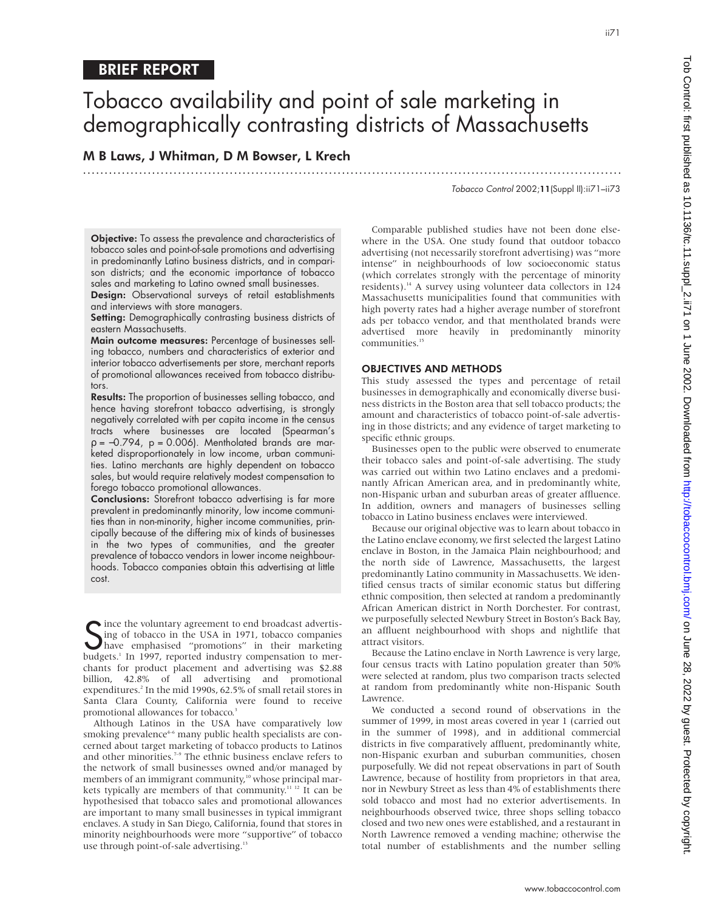**BRIEF REPORT**

# Tobacco availability and point of sale marketing in demographically contrasting districts of Massachusetts

**M B Laws, J Whitman, D M Bowser, L Krech**

**Objective:** To assess the prevalence and characteristics of tobacco sales and point-of-sale promotions and advertising in predominantly Latino business districts, and in comparison districts; and the economic importance of tobacco sales and marketing to Latino owned small businesses.

**Design:** Observational surveys of retail establishments and interviews with store managers.

**Setting:** Demographically contrasting business districts of eastern Massachusetts.

**Main outcome measures:** Percentage of businesses selling tobacco, numbers and characteristics of exterior and interior tobacco advertisements per store, merchant reports of promotional allowances received from tobacco distributors.

**Results:** The proportion of businesses selling tobacco, and hence having storefront tobacco advertising, is strongly negatively correlated with per capita income in the census tracts where businesses are located (Spearman's $\rho = -0.794$, $p = 0.006$). Mentholated brands are marketed disproportionately in low income, urban communities. Latino merchants are highly dependent on tobacco sales, but would require relatively modest compensation to forego tobacco promotional allowances.

**Conclusions:** Storefront tobacco advertising is far more prevalent in predominantly minority, low income communities than in non-minority, higher income communities, principally because of the differing mix of kinds of businesses in the two types of communities, and the greater prevalence of tobacco vendors in lower income neighbourhoods. Tobacco companies obtain this advertising at little cost.

Since the voluntary agreement to end broadcast advertising of tobacco in the USA in 1971, tobacco companies have emphasised "promotions" in their marketing budgets.[1] In 1997, reported industry compensation to merchants for product placement and advertising was $2.88 billion, 42.8% of all advertising and promotional expenditures.[2] In the mid 1990s, 62.5% of small retail stores in Santa Clara County, California were found to receive promotional allowances for tobacco.[3]

Although Latinos in the USA have comparatively low smoking prevalence[4–6] many public health specialists are concerned about target marketing of tobacco products to Latinos and other minorities.[7–9] The ethnic business enclave refers to the network of small businesses owned and/or managed by members of an immigrant community,[10] whose principal markets typically are members of that community.[11 12] It can be hypothesised that tobacco sales and promotional allowances are important to many small businesses in typical immigrant enclaves. A study in San Diego, California, found that stores in minority neighbourhoods were more "supportive" of tobacco use through point-of-sale advertising.[13]

Comparable published studies have not been done elsewhere in the USA. One study found that outdoor tobacco advertising (not necessarily storefront advertising) was "more intense" in neighbourhoods of low socioeconomic status (which correlates strongly with the percentage of minority residents).[14] A survey using volunteer data collectors in 124 Massachusetts municipalities found that communities with high poverty rates had a higher average number of storefront ads per tobacco vendor, and that mentholated brands were advertised more heavily in predominantly minority communities.[15]

## OBJECTIVES AND METHODS

This study assessed the types and percentage of retail businesses in demographically and economically diverse business districts in the Boston area that sell tobacco products; the amount and characteristics of tobacco point-of-sale advertising in those districts; and any evidence of target marketing to specific ethnic groups.

Businesses open to the public were observed to enumerate their tobacco sales and point-of-sale advertising. The study was carried out within two Latino enclaves and a predominantly African American area, and in predominantly white, non-Hispanic urban and suburban areas of greater affluence. In addition, owners and managers of businesses selling tobacco in Latino business enclaves were interviewed.

Because our original objective was to learn about tobacco in the Latino enclave economy, we first selected the largest Latino enclave in Boston, in the Jamaica Plain neighbourhood; and the north side of Lawrence, Massachusetts, the largest predominantly Latino community in Massachusetts. We identified census tracts of similar economic status but differing ethnic composition, then selected at random a predominantly African American district in North Dorchester. For contrast, we purposefully selected Newbury Street in Boston's Back Bay, an affluent neighbourhood with shops and nightlife that attract visitors.

Because the Latino enclave in North Lawrence is very large, four census tracts with Latino population greater than 50% were selected at random, plus two comparison tracts selected at random from predominantly white non-Hispanic South Lawrence.

We conducted a second round of observations in the summer of 1999, in most areas covered in year 1 (carried out in the summer of 1998), and in additional commercial districts in five comparatively affluent, predominantly white, non-Hispanic exurban and suburban communities, chosen purposefully. We did not repeat observations in part of South Lawrence, because of hostility from proprietors in that area, nor in Newbury Street as less than 4% of establishments there sold tobacco and most had no exterior advertisements. In neighbourhoods observed twice, three shops selling tobacco closed and two new ones were established, and a restaurant in North Lawrence removed a vending machine; otherwise the total number of establishments and the number selling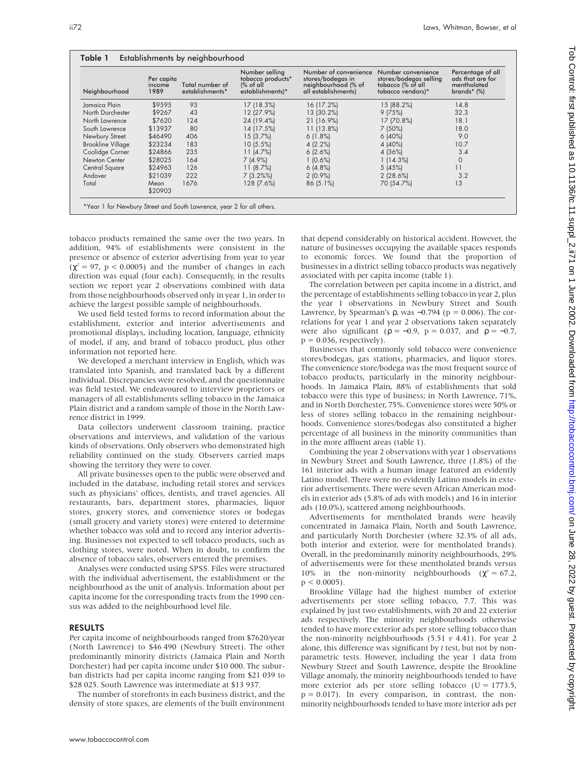**Table 1** Establishments by neighbourhood

| Neighbourhood | Per capita income 1989 | Total number of establishments* | Number selling tobacco products* (% of all establishments)* | Number of convenience stores/bodegas in neighbourhood (% of all establishments) | Number convenience stores/bodegas selling tobacco (% of all tobacco vendors)* | Percentage of all ads that are for mentholated brands* (%) |
|---|---|---|---|---|---|---|
| Jamaica Plain | \$9595 | 93 | 17 (18.3%) | 16 (17.2%) | 15 (88.2%) | 14.8 |
| North Dorchester | \$9267 | 43 | 12 (27.9%) | 13 (30.2%) | 9 (75%) | 32.3 |
| North Lawrence | \$7620 | 124 | 24 (19.4%) | 21 (16.9%) | 17 (70.8%) | 18.1 |
| South Lawrence | \$13937 | 80 | 14 (17.5%) | 11 (13.8%) | 7 (50%) | 18.0 |
| Newbury Street | \$46490 | 406 | 15 (3.7%) | 6 (1.8%) | 6 (40%) | 9.0 |
| Brookline Village | \$23234 | 183 | 10 (5.5%) | 4 (2.2%) | 4 (40%) | 10.7 |
| Coolidge Corner | \$24866 | 235 | 11 (4.7%) | 6 (2.6%) | 4 (36%) | 3.4 |
| Newton Center | \$28025 | 164 | 7 (4.9%) | 1 (0.6%) | 1 (14.3%) | 0 |
| Central Square | \$24963 | 126 | 11 (8.7%) | 6 (4.8%) | 5 (45%) | 11 |
| Andover | \$21039 | 222 | 7 (3.2%%) | 2 (0.9%) | 2 (28.6%) | 3.2 |
| Total | Mean \$20903 | 1676 | 128 (7.6%) | 86 (5.1%) | 70 (54.7%) | 13 |

*Year 1 for Newbury Street and South Lawrence, year 2 for all others.

tobacco products remained the same over the two years. In addition, 94% of establishments were consistent in the presence or absence of exterior advertising from year to year ($\chi^2 = 97$, $p < 0.0005$) and the number of changes in each direction was equal (four each). Consequently, in the results section we report year 2 observations combined with data from those neighbourhoods observed only in year 1, in order to achieve the largest possible sample of neighbourhoods.

We used field tested forms to record information about the establishment, exterior and interior advertisements and promotional displays, including location, language, ethnicity of model, if any, and brand of tobacco product, plus other information not reported here.

We developed a merchant interview in English, which was translated into Spanish, and translated back by a different individual. Discrepancies were resolved, and the questionnaire was field tested. We endeavoured to interview proprietors or managers of all establishments selling tobacco in the Jamaica Plain district and a random sample of those in the North Lawrence district in 1999.

Data collectors underwent classroom training, practice observations and interviews, and validation of the various kinds of observations. Only observers who demonstrated high reliability continued on the study. Observers carried maps showing the territory they were to cover.

All private businesses open to the public were observed and included in the database, including retail stores and services such as physicians' offices, dentists, and travel agencies. All restaurants, bars, department stores, pharmacies, liquor stores, grocery stores, and convenience stores or bodegas (small grocery and variety stores) were entered to determine whether tobacco was sold and to record any interior advertising. Businesses not expected to sell tobacco products, such as clothing stores, were noted. When in doubt, to confirm the absence of tobacco sales, observers entered the premises.

Analyses were conducted using SPSS. Files were structured with the individual advertisement, the establishment or the neighbourhood as the unit of analysis. Information about per capita income for the corresponding tracts from the 1990 census was added to the neighbourhood level file.

## RESULTS

Per capita income of neighbourhoods ranged from \$7620/year (North Lawrence) to \$46 490 (Newbury Street). The other predominantly minority districts (Jamaica Plain and North Dorchester) had per capita income under \$10 000. The suburban districts had per capita income ranging from \$21 039 to \$28 025. South Lawrence was intermediate at \$13 937.

The number of storefronts in each business district, and the density of store spaces, are elements of the built environment that depend considerably on historical accident. However, the nature of businesses occupying the available spaces responds to economic forces. We found that the proportion of businesses in a district selling tobacco products was negatively associated with per capita income (table 1).

The correlation between per capita income in a district, and the percentage of establishments selling tobacco in year 2, plus the year 1 observations in Newbury Street and South Lawrence, by Spearman's $\rho$, was $-0.794$ ($p = 0.006$). The correlations for year 1 and year 2 observations taken separately were also significant ($\rho = -0.9$, $p = 0.037$, and $\rho = -0.7$, $p = 0.036$, respectively).

Businesses that commonly sold tobacco were convenience stores/bodegas, gas stations, pharmacies, and liquor stores. The convenience store/bodega was the most frequent source of tobacco products, particularly in the minority neighbourhoods. In Jamaica Plain, 88% of establishments that sold tobacco were this type of business; in North Lawrence, 71%, and in North Dorchester, 75%. Convenience stores were 50% or less of stores selling tobacco in the remaining neighbourhoods. Convenience stores/bodegas also constituted a higher percentage of all business in the minority communities than in the more affluent areas (table 1).

Combining the year 2 observations with year 1 observations in Newbury Street and South Lawrence, three (1.8%) of the 161 interior ads with a human image featured an evidently Latino model. There were no evidently Latino models in exterior advertisements. There were seven African American models in exterior ads (5.8% of ads with models) and 16 in interior ads (10.0%), scattered among neighbourhoods.

Advertisements for mentholated brands were heavily concentrated in Jamaica Plain, North and South Lawrence, and particularly North Dorchester (where 32.3% of all ads, both interior and exterior, were for mentholated brands). Overall, in the predominantly minority neighbourhoods, 29% of advertisements were for these mentholated brands versus 10% in the non-minority neighbourhoods ($\chi^2 = 67.2$, $p < 0.0005$).

Brookline Village had the highest number of exterior advertisements per store selling tobacco, 7.7. This was explained by just two establishments, with 20 and 22 exterior ads respectively. The minority neighbourhoods otherwise tended to have more exterior ads per store selling tobacco than the non-minority neighbourhoods (5.51 *v* 4.41). For year 2 alone, this difference was significant by *t* test, but not by nonparametric tests. However, including the year 1 data from Newbury Street and South Lawrence, despite the Brookline Village anomaly, the minority neighbourhoods tended to have more exterior ads per store selling tobacco ($U = 1773.5$, $p = 0.017$). In every comparison, in contrast, the nonminority neighbourhoods tended to have more interior ads per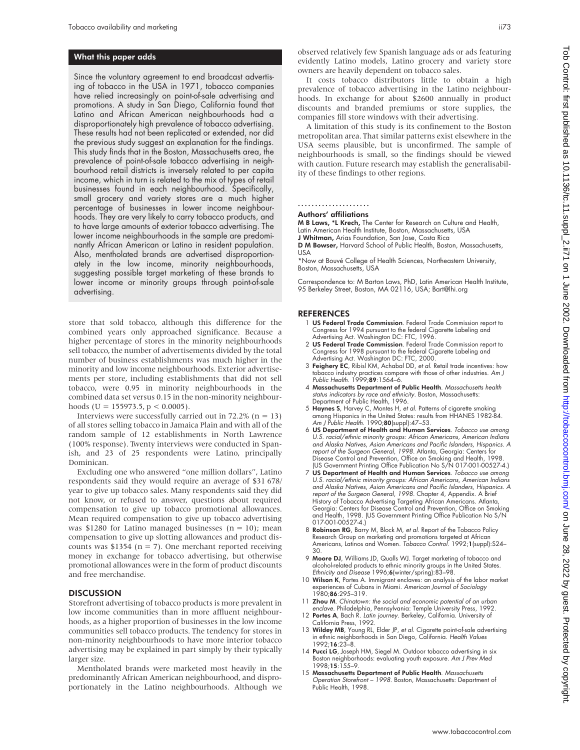## What this paper adds

Since the voluntary agreement to end broadcast advertising of tobacco in the USA in 1971, tobacco companies have relied increasingly on point-of-sale advertising and promotions. A study in San Diego, California found that Latino and African American neighbourhoods had a disproportionately high prevalence of tobacco advertising. These results had not been replicated or extended, nor did the previous study suggest an explanation for the findings. This study finds that in the Boston, Massachusetts area, the prevalence of point-of-sale tobacco advertising in neighbourhood retail districts is inversely related to per capita income, which in turn is related to the mix of types of retail businesses found in each neighbourhood. Specifically, small grocery and variety stores are a much higher percentage of businesses in lower income neighbourhoods. They are very likely to carry tobacco products, and to have large amounts of exterior tobacco advertising. The lower income neighbourhoods in the sample are predominantly African American or Latino in resident population. Also, mentholated brands are advertised disproportionately in the low income, minority neighbourhoods, suggesting possible target marketing of these brands to lower income or minority groups through point-of-sale advertising.

store that sold tobacco, although this difference for the combined years only approached significance. Because a higher percentage of stores in the minority neighbourhoods sell tobacco, the number of advertisements divided by the total number of business establishments was much higher in the minority and low income neighbourhoods. Exterior advertisements per store, including establishments that did not sell tobacco, were 0.95 in minority neighbourhoods in the combined data set versus 0.15 in the non-minority neighbourhoods ($U = 155973.5$, $p < 0.0005$).

Interviews were successfully carried out in 72.2% ($n = 13$) of all stores selling tobacco in Jamaica Plain and with all of the random sample of 12 establishments in North Lawrence (100% response). Twenty interviews were conducted in Spanish, and 23 of 25 respondents were Latino, principally Dominican.

Excluding one who answered "one million dollars", Latino respondents said they would require an average of $31 678/year to give up tobacco sales. Many respondents said they did not know, or refused to answer, questions about required compensation to give up tobacco promotional allowances. Mean required compensation to give up tobacco advertising was $1280 for Latino managed businesses ($n = 10$); mean compensation to give up slotting allowances and product discounts was $1354 ($n = 7$). One merchant reported receiving money in exchange for tobacco advertising, but otherwise promotional allowances were in the form of product discounts and free merchandise.

## DISCUSSION

Storefront advertising of tobacco products is more prevalent in low income communities than in more affluent neighbourhoods, as a higher proportion of businesses in the low income communities sell tobacco products. The tendency for stores in non-minority neighbourhoods to have more interior tobacco advertising may be explained in part simply by their typically larger size.

Mentholated brands were marketed most heavily in the predominantly African American neighbourhood, and disproportionately in the Latino neighbourhoods. Although we observed relatively few Spanish language ads or ads featuring evidently Latino models, Latino grocery and variety store owners are heavily dependent on tobacco sales.

It costs tobacco distributors little to obtain a high prevalence of tobacco advertising in the Latino neighbourhoods. In exchange for about $2600 annually in product discounts and branded premiums or store supplies, the companies fill store windows with their advertising.

A limitation of this study is its confinement to the Boston metropolitan area. That similar patterns exist elsewhere in the USA seems plausible, but is unconfirmed. The sample of neighbourhoods is small, so the findings should be viewed with caution. Future research may establish the generalisability of these findings to other regions.

### Authors' affiliations

**M B Laws, \*L Krech,** The Center for Research on Culture and Health, Latin American Health Institute, Boston, Massachusetts, USA
**J Whitman,** Arias Foundation, San Jose, Costa Rica
**D M Bowser,** Harvard School of Public Health, Boston, Massachusetts, USA
\*Now at Bouvé College of Health Sciences, Northeastern University, Boston, Massachusetts, USA

Correspondence to: M Barton Laws, PhD, Latin American Health Institute, 95 Berkeley Street, Boston, MA 02116, USA; Bart@lhi.org

## REFERENCES

1. **US Federal Trade Commission**. Federal Trade Commission report to Congress for 1994 pursuant to the federal Cigarette Labeling and Advertising Act. Washington DC: FTC, 1996.
2. **US Federal Trade Commission**. Federal Trade Commission report to Congress for 1998 pursuant to the federal Cigarette Labeling and Advertising Act. Washington DC: FTC, 2000.
3. **Feighery EC**, Ribisl KM, Achabal DD, *et al*. Retail trade incentives: how tobacco industry practices compare with those of other industries. *Am J Public Health*. 1999;**89**:1564–6.
4. **Massachusetts Department of Public Health**. *Massachusetts health status indicators by race and ethnicity*. Boston, Massachusetts: Department of Public Health, 1996.
5. **Haynes S**, Harvey C, Montes H, *et al*. Patterns of cigarette smoking among Hispanics in the United States: results from HHANES 1982-84. *Am J Public Health*. 1990;**80**(suppl):47–53.
6. **US Department of Health and Human Services**. *Tobacco use among U.S. racial/ethnic minority groups: African Americans, American Indians and Alaska Natives, Asian Americans and Pacific Islanders, Hispanics. A report of the Surgeon General, 1998*. Atlanta, Georgia: Centers for Disease Control and Prevention, Office on Smoking and Health, 1998. (US Government Printing Office Publication No S/N 017-001-00527-4.)
7. **US Department of Health and Human Services**. *Tobacco use among U.S. racial/ethnic minority groups: African Americans, American Indians and Alaska Natives, Asian Americans and Pacific Islanders, Hispanics. A report of the Surgeon General, 1998*. Chapter 4, Appendix. A Brief History of Tobacco Advertising Targeting African Americans. Atlanta, Georgia: Centers for Disease Control and Prevention, Office on Smoking and Health, 1998. (US Government Printing Office Publication No S/N 017-001-00527-4.)
8. **Robinson RG**, Barry M, Block M, *et al*. Report of the Tobacco Policy Research Group on marketing and promotions targeted at African Americans, Latinos and Women. *Tobacco Control*. 1992;**1**(suppl):S24–30.
9. **Moore DJ**, Williams JD, Qualls WJ. Target marketing of tobacco and alcohol-related products to ethnic minority groups in the United States. *Ethnicity and Disease* 1996;**6**(winter/spring):83–98.
10. **Wilson K**, Portes A. Immigrant enclaves: an analysis of the labor market experiences of Cubans in Miami. *American Journal of Sociology* 1980;**86**:295–319.
11. **Zhou M**. *Chinatown: the social and economic potential of an urban enclave*. Philadelphia, Pennsylvania: Temple University Press, 1992.
12. **Portes A**, Bach R. *Latin journey*. Berkeley, California. University of California Press, 1992.
13. **Wildey MB**, Young RL, Elder JP, *et al*. Cigarette point-of-sale advertising in ethnic neighborhoods in San Diego, California. *Health Values* 1992;**16**:23–8.
14. **Pucci LG**, Joseph HM, Siegel M. Outdoor tobacco advertising in six Boston neighborhoods: evaluating youth exposure. *Am J Prev Med* 1998;**15**:155–9.
15. **Massachusetts Department of Public Health**. *Massachusetts Operation Storefront – 1998*. Boston, Massachusetts: Department of Public Health, 1998.